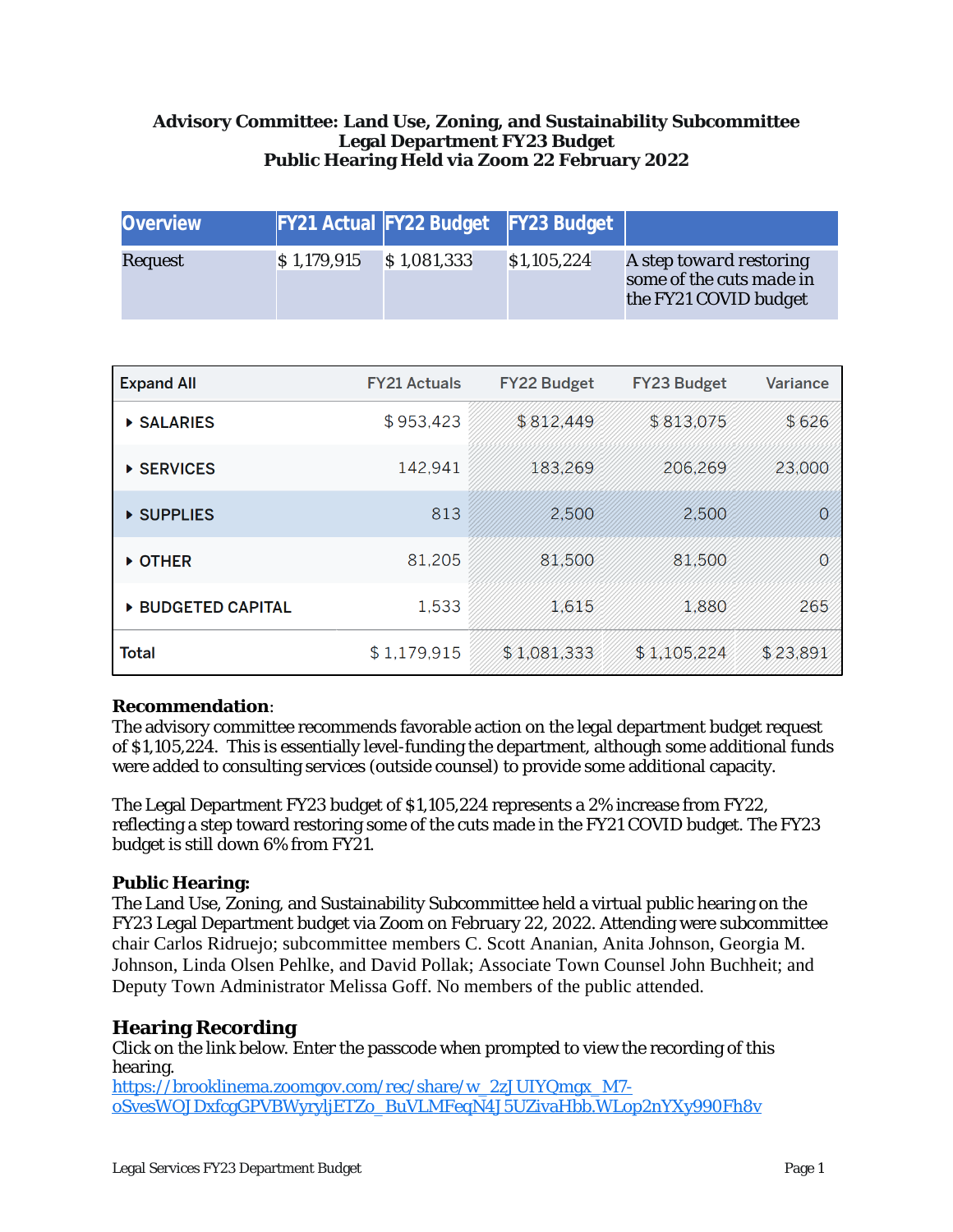**Advisory Committee: Land Use, Zoning, and Sustainability Subcommittee**
**Legal Department FY23 Budget**
**Public Hearing Held via Zoom 22 February 2022**

| Overview | FY21 Actual | FY22 Budget | FY23 Budget | |
|---|---|---|---|---|
| Request | $ 1,179,915 | $ 1,081,333 | $1,105,224 | A step toward restoring some of the cuts made in the FY21 COVID budget |

| Expand All | FY21 Actuals | FY22 Budget | FY23 Budget | Variance |
|---|---|---|---|---|
| ▸ SALARIES | $ 953,423 | $ 812,449 | $ 813,075 | $ 626 |
| ▸ SERVICES | 142,941 | 183,269 | 206,269 | 23,000 |
| ▸ SUPPLIES | 813 | 2,500 | 2,500 | 0 |
| ▸ OTHER | 81,205 | 81,500 | 81,500 | 0 |
| ▸ BUDGETED CAPITAL | 1,533 | 1,615 | 1,880 | 265 |
| Total | $ 1,179,915 | $ 1,081,333 | $ 1,105,224 | $ 23,891 |

**Recommendation**:
The advisory committee recommends favorable action on the legal department budget request of $1,105,224. This is essentially level-funding the department, although some additional funds were added to consulting services (outside counsel) to provide some additional capacity.

The Legal Department FY23 budget of $1,105,224 represents a 2% increase from FY22, reflecting a step toward restoring some of the cuts made in the FY21 COVID budget. The FY23 budget is still down 6% from FY21.

**Public Hearing:**
The Land Use, Zoning, and Sustainability Subcommittee held a virtual public hearing on the FY23 Legal Department budget via Zoom on February 22, 2022. Attending were subcommittee chair Carlos Ridruejo; subcommittee members C. Scott Ananian, Anita Johnson, Georgia M. Johnson, Linda Olsen Pehlke, and David Pollak; Associate Town Counsel John Buchheit; and Deputy Town Administrator Melissa Goff. No members of the public attended.

## Hearing Recording

Click on the link below. Enter the passcode when prompted to view the recording of this hearing.
https://brooklinema.zoomgov.com/rec/share/w_2zJUIYQmgx_M7-oSvesWOJDxfcgGPVBWyryljETZo_BuVLMFeqN4J5UZivaHbb.WLop2nYXy990Fh8v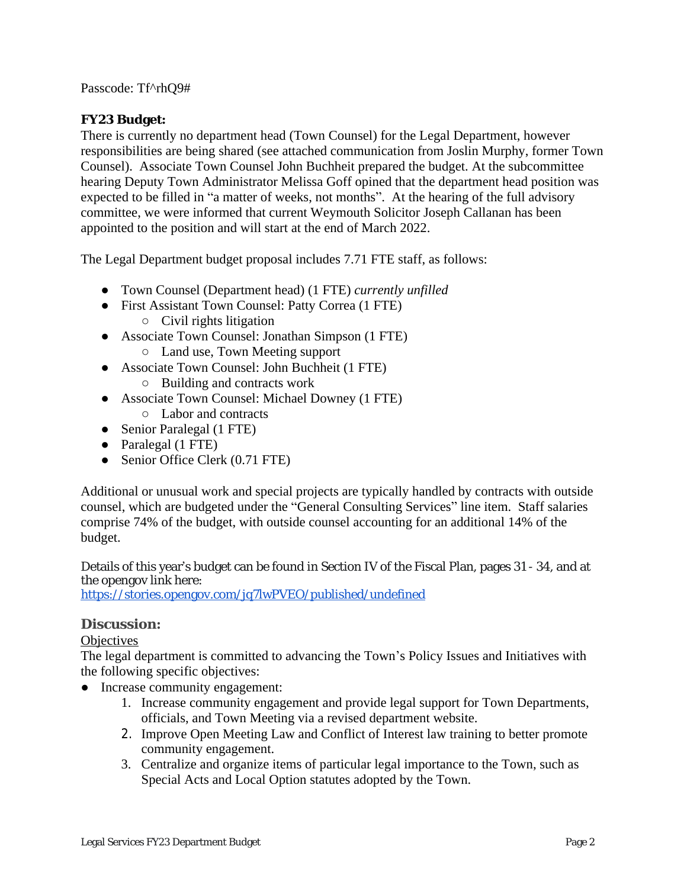Passcode: Tf^rhQ9#

**FY23 Budget:**

There is currently no department head (Town Counsel) for the Legal Department, however responsibilities are being shared (see attached communication from Joslin Murphy, former Town Counsel). Associate Town Counsel John Buchheit prepared the budget. At the subcommittee hearing Deputy Town Administrator Melissa Goff opined that the department head position was expected to be filled in "a matter of weeks, not months". At the hearing of the full advisory committee, we were informed that current Weymouth Solicitor Joseph Callanan has been appointed to the position and will start at the end of March 2022.

The Legal Department budget proposal includes 7.71 FTE staff, as follows:

- Town Counsel (Department head) (1 FTE) *currently unfilled*
- First Assistant Town Counsel: Patty Correa (1 FTE)
    - Civil rights litigation
- Associate Town Counsel: Jonathan Simpson (1 FTE)
    - Land use, Town Meeting support
- Associate Town Counsel: John Buchheit (1 FTE)
    - Building and contracts work
- Associate Town Counsel: Michael Downey (1 FTE)
    - Labor and contracts
- Senior Paralegal (1 FTE)
- Paralegal (1 FTE)
- Senior Office Clerk (0.71 FTE)

Additional or unusual work and special projects are typically handled by contracts with outside counsel, which are budgeted under the "General Consulting Services" line item. Staff salaries comprise 74% of the budget, with outside counsel accounting for an additional 14% of the budget.

Details of this year's budget can be found in Section IV of the Fiscal Plan, pages 31 - 34, and at the opengov link here:
[https://stories.opengov.com/jq7lwPVEO/published/undefined](https://stories.opengov.com/jq7lwPVEO/published/undefined)

## Discussion:

Objectives

The legal department is committed to advancing the Town's Policy Issues and Initiatives with the following specific objectives:

- Increase community engagement:
    1. Increase community engagement and provide legal support for Town Departments, officials, and Town Meeting via a revised department website.
    2. Improve Open Meeting Law and Conflict of Interest law training to better promote community engagement.
    3. Centralize and organize items of particular legal importance to the Town, such as Special Acts and Local Option statutes adopted by the Town.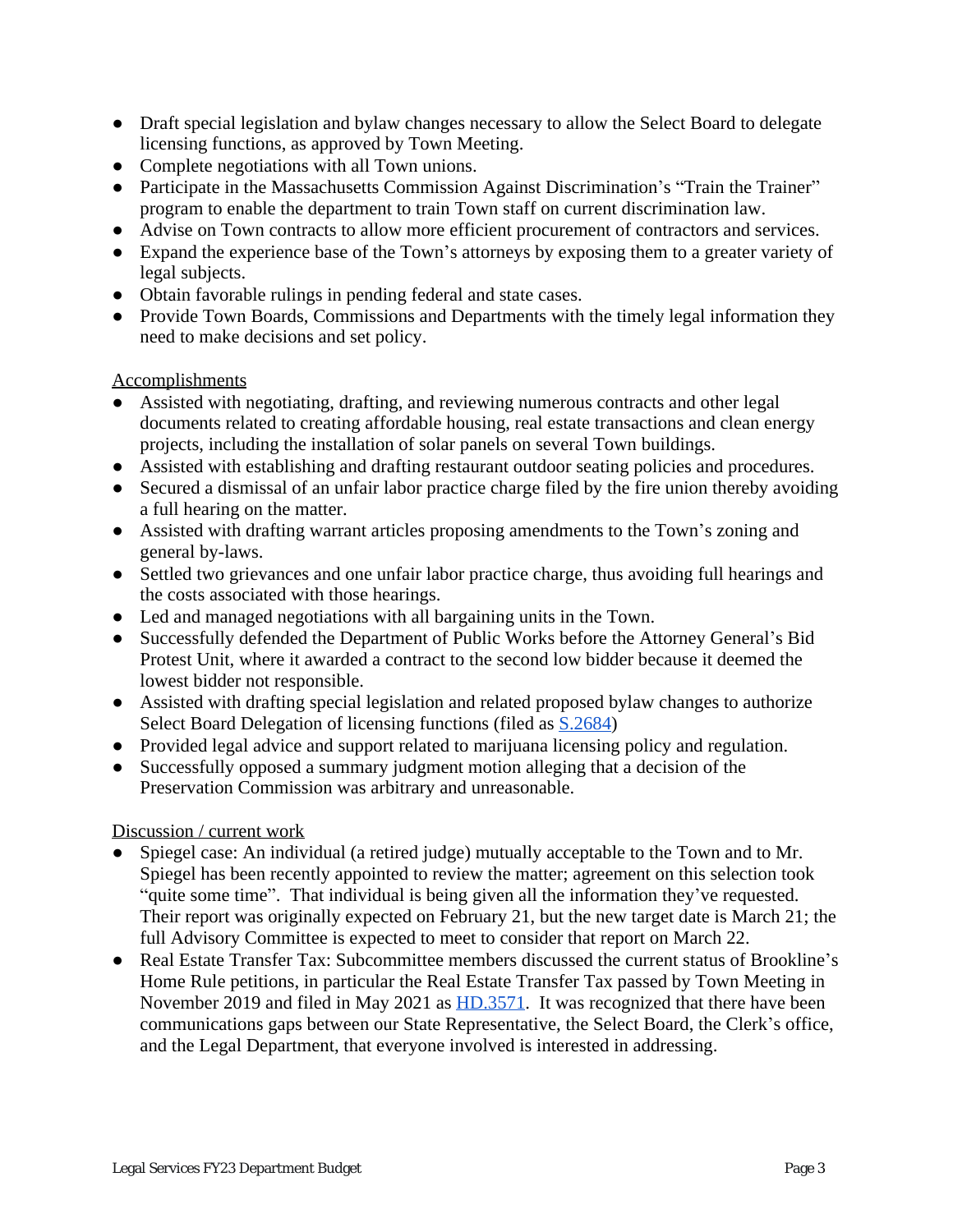- Draft special legislation and bylaw changes necessary to allow the Select Board to delegate licensing functions, as approved by Town Meeting.
- Complete negotiations with all Town unions.
- Participate in the Massachusetts Commission Against Discrimination's "Train the Trainer" program to enable the department to train Town staff on current discrimination law.
- Advise on Town contracts to allow more efficient procurement of contractors and services.
- Expand the experience base of the Town's attorneys by exposing them to a greater variety of legal subjects.
- Obtain favorable rulings in pending federal and state cases.
- Provide Town Boards, Commissions and Departments with the timely legal information they need to make decisions and set policy.

<u>Accomplishments</u>

- Assisted with negotiating, drafting, and reviewing numerous contracts and other legal documents related to creating affordable housing, real estate transactions and clean energy projects, including the installation of solar panels on several Town buildings.
- Assisted with establishing and drafting restaurant outdoor seating policies and procedures.
- Secured a dismissal of an unfair labor practice charge filed by the fire union thereby avoiding a full hearing on the matter.
- Assisted with drafting warrant articles proposing amendments to the Town's zoning and general by-laws.
- Settled two grievances and one unfair labor practice charge, thus avoiding full hearings and the costs associated with those hearings.
- Led and managed negotiations with all bargaining units in the Town.
- Successfully defended the Department of Public Works before the Attorney General's Bid Protest Unit, where it awarded a contract to the second low bidder because it deemed the lowest bidder not responsible.
- Assisted with drafting special legislation and related proposed bylaw changes to authorize Select Board Delegation of licensing functions (filed as S.2684)
- Provided legal advice and support related to marijuana licensing policy and regulation.
- Successfully opposed a summary judgment motion alleging that a decision of the Preservation Commission was arbitrary and unreasonable.

<u>Discussion / current work</u>

- Spiegel case: An individual (a retired judge) mutually acceptable to the Town and to Mr. Spiegel has been recently appointed to review the matter; agreement on this selection took "quite some time". That individual is being given all the information they've requested. Their report was originally expected on February 21, but the new target date is March 21; the full Advisory Committee is expected to meet to consider that report on March 22.
- Real Estate Transfer Tax: Subcommittee members discussed the current status of Brookline's Home Rule petitions, in particular the Real Estate Transfer Tax passed by Town Meeting in November 2019 and filed in May 2021 as HD.3571. It was recognized that there have been communications gaps between our State Representative, the Select Board, the Clerk's office, and the Legal Department, that everyone involved is interested in addressing.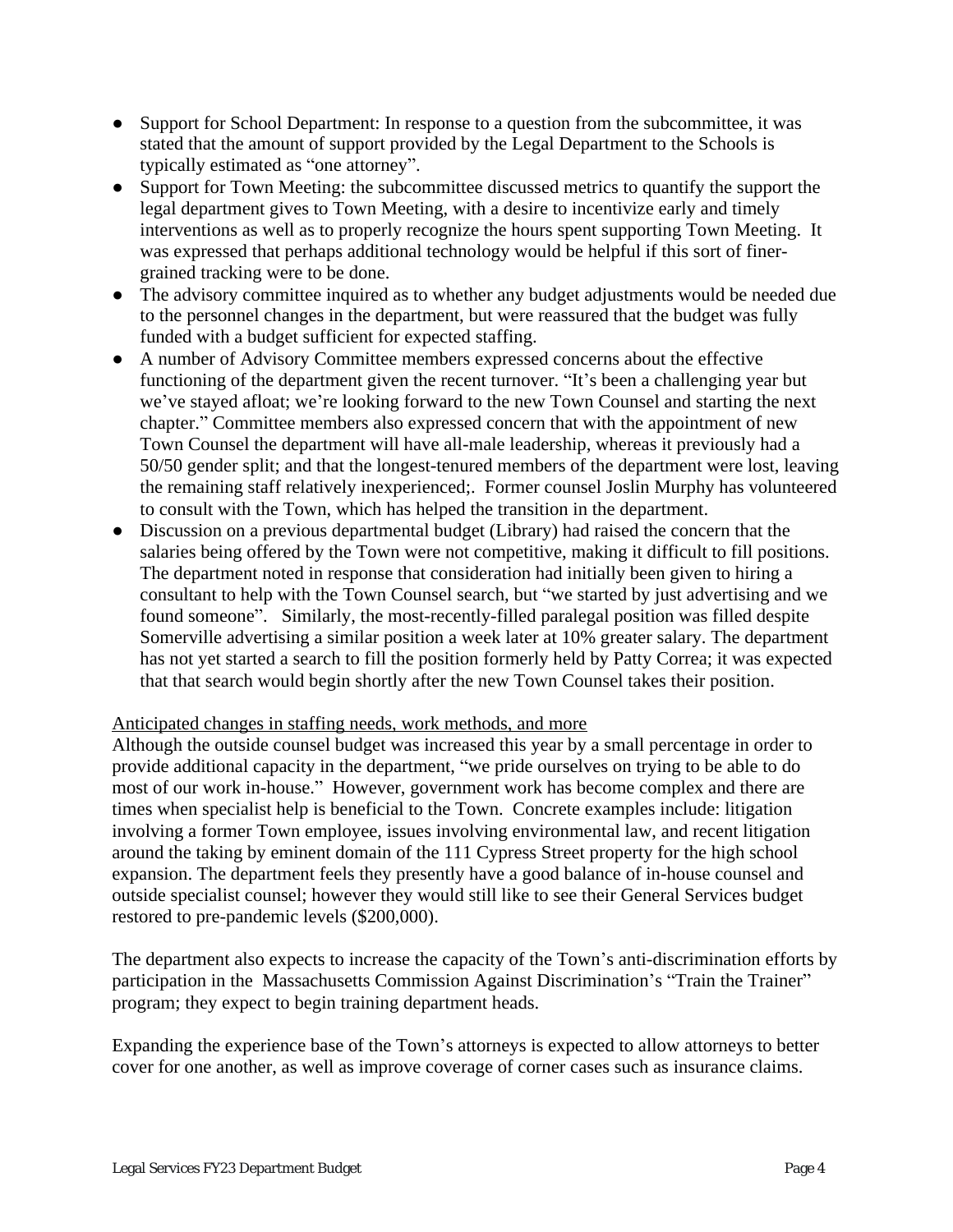- Support for School Department: In response to a question from the subcommittee, it was stated that the amount of support provided by the Legal Department to the Schools is typically estimated as "one attorney".
- Support for Town Meeting: the subcommittee discussed metrics to quantify the support the legal department gives to Town Meeting, with a desire to incentivize early and timely interventions as well as to properly recognize the hours spent supporting Town Meeting. It was expressed that perhaps additional technology would be helpful if this sort of finer-grained tracking were to be done.
- The advisory committee inquired as to whether any budget adjustments would be needed due to the personnel changes in the department, but were reassured that the budget was fully funded with a budget sufficient for expected staffing.
- A number of Advisory Committee members expressed concerns about the effective functioning of the department given the recent turnover. "It's been a challenging year but we've stayed afloat; we're looking forward to the new Town Counsel and starting the next chapter." Committee members also expressed concern that with the appointment of new Town Counsel the department will have all-male leadership, whereas it previously had a 50/50 gender split; and that the longest-tenured members of the department were lost, leaving the remaining staff relatively inexperienced;. Former counsel Joslin Murphy has volunteered to consult with the Town, which has helped the transition in the department.
- Discussion on a previous departmental budget (Library) had raised the concern that the salaries being offered by the Town were not competitive, making it difficult to fill positions. The department noted in response that consideration had initially been given to hiring a consultant to help with the Town Counsel search, but "we started by just advertising and we found someone". Similarly, the most-recently-filled paralegal position was filled despite Somerville advertising a similar position a week later at 10% greater salary. The department has not yet started a search to fill the position formerly held by Patty Correa; it was expected that that search would begin shortly after the new Town Counsel takes their position.

<u>Anticipated changes in staffing needs, work methods, and more</u>

Although the outside counsel budget was increased this year by a small percentage in order to provide additional capacity in the department, "we pride ourselves on trying to be able to do most of our work in-house." However, government work has become complex and there are times when specialist help is beneficial to the Town. Concrete examples include: litigation involving a former Town employee, issues involving environmental law, and recent litigation around the taking by eminent domain of the 111 Cypress Street property for the high school expansion. The department feels they presently have a good balance of in-house counsel and outside specialist counsel; however they would still like to see their General Services budget restored to pre-pandemic levels ($200,000).

The department also expects to increase the capacity of the Town's anti-discrimination efforts by participation in the Massachusetts Commission Against Discrimination's "Train the Trainer" program; they expect to begin training department heads.

Expanding the experience base of the Town's attorneys is expected to allow attorneys to better cover for one another, as well as improve coverage of corner cases such as insurance claims.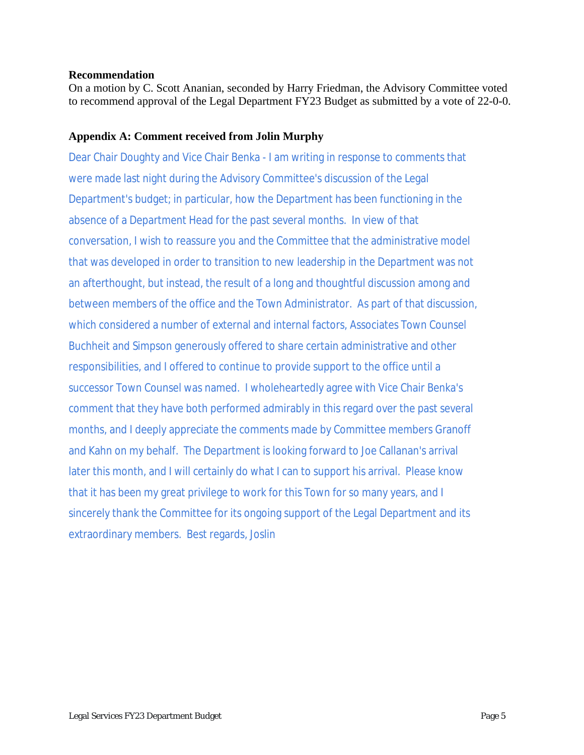**Recommendation**

On a motion by C. Scott Ananian, seconded by Harry Friedman, the Advisory Committee voted to recommend approval of the Legal Department FY23 Budget as submitted by a vote of 22-0-0.

**Appendix A: Comment received from Jolin Murphy**

Dear Chair Doughty and Vice Chair Benka - I am writing in response to comments that were made last night during the Advisory Committee's discussion of the Legal Department's budget; in particular, how the Department has been functioning in the absence of a Department Head for the past several months. In view of that conversation, I wish to reassure you and the Committee that the administrative model that was developed in order to transition to new leadership in the Department was not an afterthought, but instead, the result of a long and thoughtful discussion among and between members of the office and the Town Administrator. As part of that discussion, which considered a number of external and internal factors, Associates Town Counsel Buchheit and Simpson generously offered to share certain administrative and other responsibilities, and I offered to continue to provide support to the office until a successor Town Counsel was named. I wholeheartedly agree with Vice Chair Benka's comment that they have both performed admirably in this regard over the past several months, and I deeply appreciate the comments made by Committee members Granoff and Kahn on my behalf. The Department is looking forward to Joe Callanan's arrival later this month, and I will certainly do what I can to support his arrival. Please know that it has been my great privilege to work for this Town for so many years, and I sincerely thank the Committee for its ongoing support of the Legal Department and its extraordinary members. Best regards, Joslin